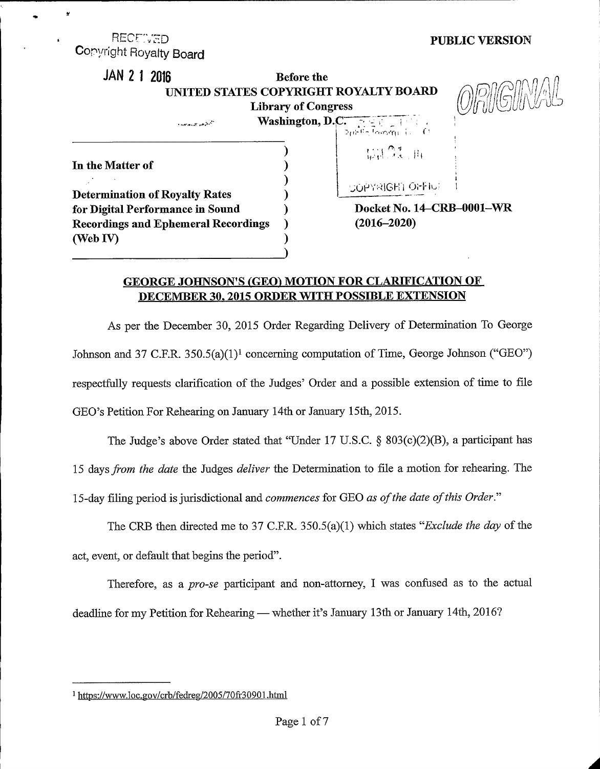RECEIVED
Copyright Royalty Board

**PUBLIC VERSION**

JAN 2 1 2016

**Before the**
**UNITED STATES COPYRIGHT ROYALTY BOARD**
**Library of Congress**
**Washington, D.C.**

ORIGINAL

COPYRIGHT OFFICE

**In the Matter of**

**Determination of Royalty Rates for Digital Performance in Sound Recordings and Ephemeral Recordings (Web IV)**

**Docket No. 14–CRB–0001–WR (2016–2020)**

## GEORGE JOHNSON'S (GEO) MOTION FOR CLARIFICATION OF DECEMBER 30, 2015 ORDER WITH POSSIBLE EXTENSION

As per the December 30, 2015 Order Regarding Delivery of Determination To George Johnson and 37 C.F.R. 350.5(a)(1)[1] concerning computation of Time, George Johnson ("GEO") respectfully requests clarification of the Judges' Order and a possible extension of time to file GEO's Petition For Rehearing on January 14th or January 15th, 2015.

The Judge's above Order stated that "Under 17 U.S.C. § 803(c)(2)(B), a participant has 15 days *from the date* the Judges *deliver* the Determination to file a motion for rehearing. The 15-day filing period is jurisdictional and *commences* for GEO *as of the date of this Order*."

The CRB then directed me to 37 C.F.R. 350.5(a)(1) which states "*Exclude the day* of the act, event, or default that begins the period".

Therefore, as a *pro-se* participant and non-attorney, I was confused as to the actual deadline for my Petition for Rehearing — whether it's January 13th or January 14th, 2016?

[1] https://www.loc.gov/crb/fedreg/2005/70fr30901.html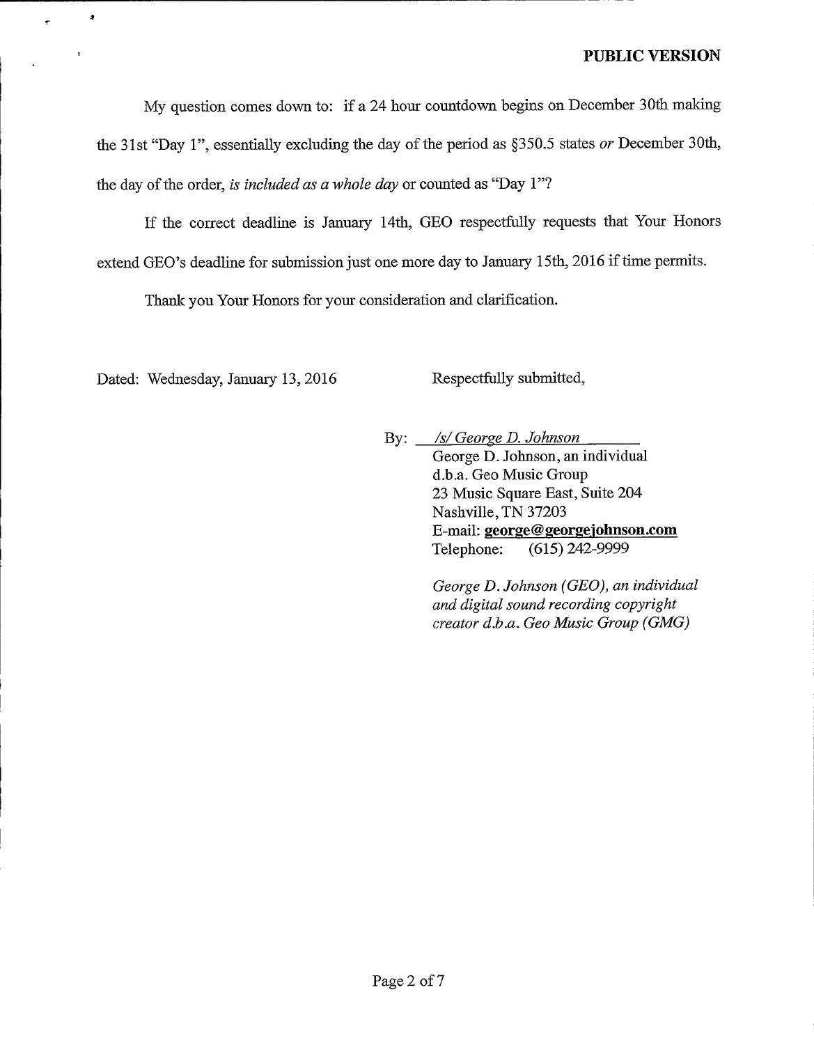**PUBLIC VERSION**

My question comes down to: if a 24 hour countdown begins on December 30th making the 31st "Day 1", essentially excluding the day of the period as §350.5 states *or* December 30th, the day of the order, *is included as a whole day* or counted as "Day 1"?

If the correct deadline is January 14th, GEO respectfully requests that Your Honors extend GEO's deadline for submission just one more day to January 15th, 2016 if time permits.

Thank you Your Honors for your consideration and clarification.

Dated: Wednesday, January 13, 2016

Respectfully submitted,

By: */s/ George D. Johnson*
George D. Johnson, an individual
d.b.a. Geo Music Group
23 Music Square East, Suite 204
Nashville, TN 37203
E-mail: **george@georgejohnson.com**
Telephone: (615) 242-9999

*George D. Johnson (GEO), an individual and digital sound recording copyright creator d.b.a. Geo Music Group (GMG)*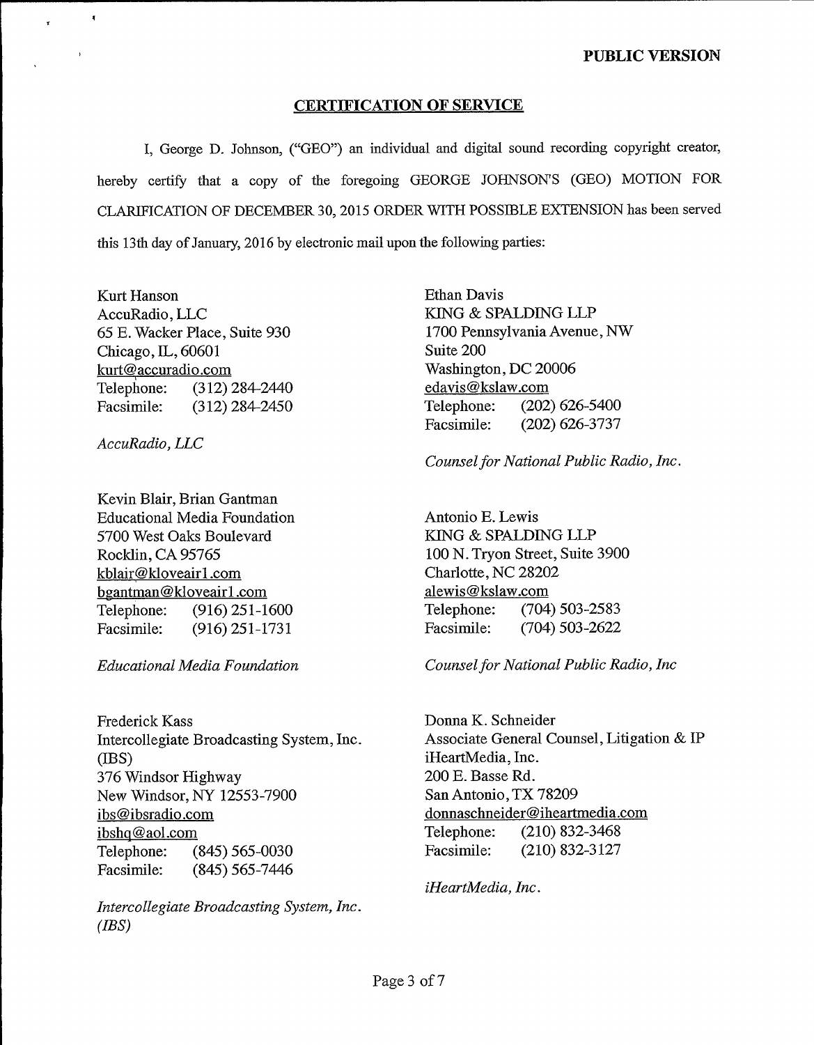**PUBLIC VERSION**

## CERTIFICATION OF SERVICE

I, George D. Johnson, ("GEO") an individual and digital sound recording copyright creator, hereby certify that a copy of the foregoing GEORGE JOHNSON'S (GEO) MOTION FOR CLARIFICATION OF DECEMBER 30, 2015 ORDER WITH POSSIBLE EXTENSION has been served this 13th day of January, 2016 by electronic mail upon the following parties:

Kurt Hanson
AccuRadio, LLC
65 E. Wacker Place, Suite 930
Chicago, IL, 60601
kurt@accuradio.com
Telephone: (312) 284-2440
Facsimile: (312) 284-2450

*AccuRadio, LLC*

Ethan Davis
KING & SPALDING LLP
1700 Pennsylvania Avenue, NW
Suite 200
Washington, DC 20006
edavis@kslaw.com
Telephone: (202) 626-5400
Facsimile: (202) 626-3737

*Counsel for National Public Radio, Inc.*

Kevin Blair, Brian Gantman
Educational Media Foundation
5700 West Oaks Boulevard
Rocklin, CA 95765
kblair@kloveair1.com
bgantman@kloveair1.com
Telephone: (916) 251-1600
Facsimile: (916) 251-1731

*Educational Media Foundation*

Antonio E. Lewis
KING & SPALDING LLP
100 N. Tryon Street, Suite 3900
Charlotte, NC 28202
alewis@kslaw.com
Telephone: (704) 503-2583
Facsimile: (704) 503-2622

*Counsel for National Public Radio, Inc*

Frederick Kass
Intercollegiate Broadcasting System, Inc. (IBS)
376 Windsor Highway
New Windsor, NY 12553-7900
ibs@ibsradio.com
ibshq@aol.com
Telephone: (845) 565-0030
Facsimile: (845) 565-7446

*Intercollegiate Broadcasting System, Inc. (IBS)*

Donna K. Schneider
Associate General Counsel, Litigation & IP
iHeartMedia, Inc.
200 E. Basse Rd.
San Antonio, TX 78209
donnaschneider@iheartmedia.com
Telephone: (210) 832-3468
Facsimile: (210) 832-3127

*iHeartMedia, Inc.*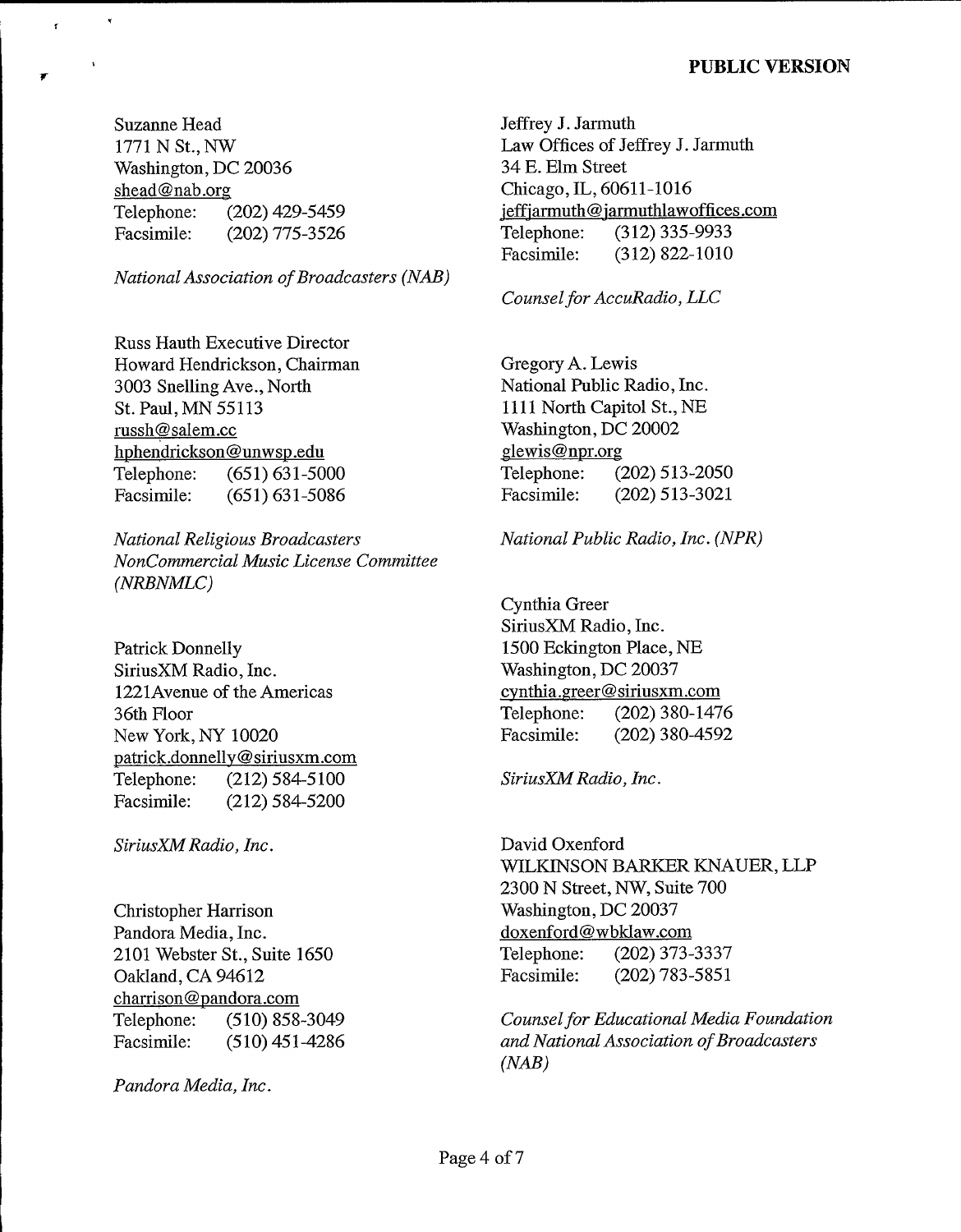**PUBLIC VERSION**

Suzanne Head
1771 N St., NW
Washington, DC 20036
shead@nab.org
Telephone: (202) 429-5459
Facsimile: (202) 775-3526

*National Association of Broadcasters (NAB)*

Russ Hauth Executive Director
Howard Hendrickson, Chairman
3003 Snelling Ave., North
St. Paul, MN 55113
russh@salem.cc
hphendrickson@unwsp.edu
Telephone: (651) 631-5000
Facsimile: (651) 631-5086

*National Religious Broadcasters NonCommercial Music License Committee (NRBNMLC)*

Patrick Donnelly
SiriusXM Radio, Inc.
1221Avenue of the Americas
36th Floor
New York, NY 10020
patrick.donnelly@siriusxm.com
Telephone: (212) 584-5100
Facsimile: (212) 584-5200

*SiriusXM Radio, Inc.*

Christopher Harrison
Pandora Media, Inc.
2101 Webster St., Suite 1650
Oakland, CA 94612
charrison@pandora.com
Telephone: (510) 858-3049
Facsimile: (510) 451-4286

*Pandora Media, Inc.*

Jeffrey J. Jarmuth
Law Offices of Jeffrey J. Jarmuth
34 E. Elm Street
Chicago, IL, 60611-1016
jeffjarmuth@jarmuthlawoffices.com
Telephone: (312) 335-9933
Facsimile: (312) 822-1010

*Counsel for AccuRadio, LLC*

Gregory A. Lewis
National Public Radio, Inc.
1111 North Capitol St., NE
Washington, DC 20002
glewis@npr.org
Telephone: (202) 513-2050
Facsimile: (202) 513-3021

*National Public Radio, Inc. (NPR)*

Cynthia Greer
SiriusXM Radio, Inc.
1500 Eckington Place, NE
Washington, DC 20037
cynthia.greer@siriusxm.com
Telephone: (202) 380-1476
Facsimile: (202) 380-4592

*SiriusXM Radio, Inc.*

David Oxenford
WILKINSON BARKER KNAUER, LLP
2300 N Street, NW, Suite 700
Washington, DC 20037
doxenford@wbklaw.com
Telephone: (202) 373-3337
Facsimile: (202) 783-5851

*Counsel for Educational Media Foundation and National Association of Broadcasters (NAB)*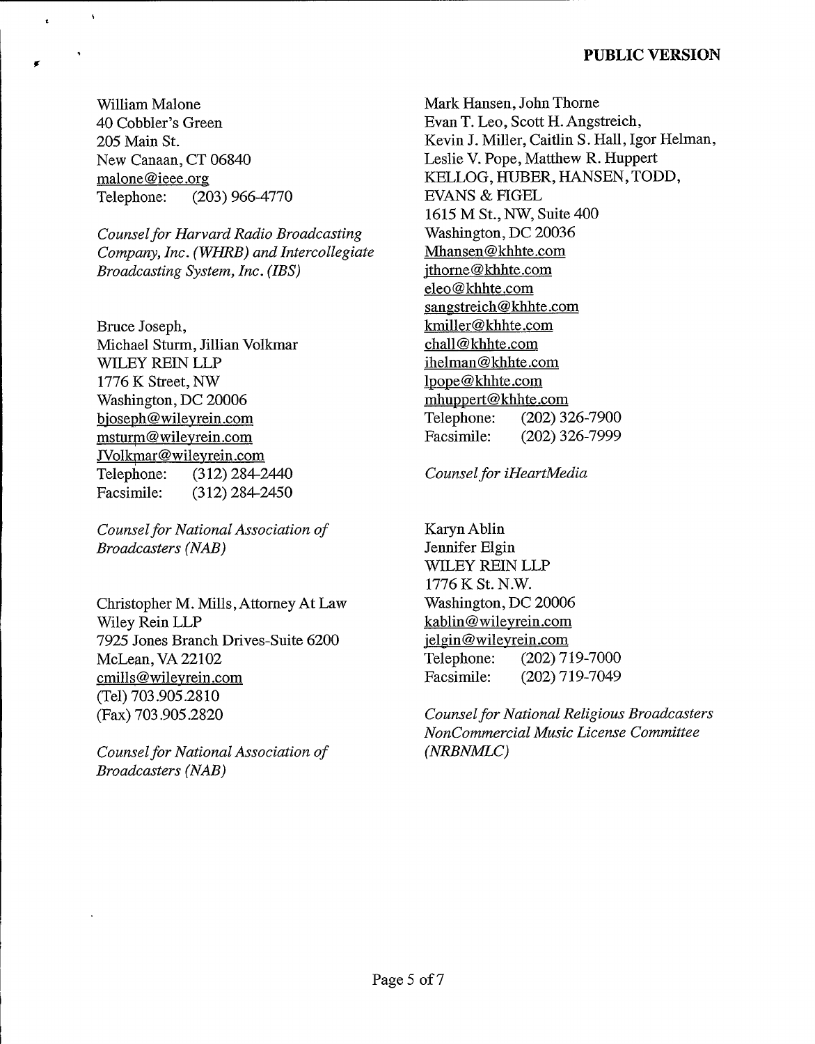**PUBLIC VERSION**

William Malone
40 Cobbler's Green
205 Main St.
New Canaan, CT 06840
malone@ieee.org
Telephone: (203) 966-4770

*Counsel for Harvard Radio Broadcasting Company, Inc. (WHRB) and Intercollegiate Broadcasting System, Inc. (IBS)*

Bruce Joseph,
Michael Sturm, Jillian Volkmar
WILEY REIN LLP
1776 K Street, NW
Washington, DC 20006
bjoseph@wileyrein.com
msturm@wileyrein.com
JVolkmar@wileyrein.com
Telephone: (312) 284-2440
Facsimile: (312) 284-2450

*Counsel for National Association of Broadcasters (NAB)*

Christopher M. Mills, Attorney At Law
Wiley Rein LLP
7925 Jones Branch Drives-Suite 6200
McLean, VA 22102
cmills@wileyrein.com
(Tel) 703.905.2810
(Fax) 703.905.2820

*Counsel for National Association of Broadcasters (NAB)*

Mark Hansen, John Thorne
Evan T. Leo, Scott H. Angstreich,
Kevin J. Miller, Caitlin S. Hall, Igor Helman,
Leslie V. Pope, Matthew R. Huppert
KELLOG, HUBER, HANSEN, TODD, EVANS & FIGEL
1615 M St., NW, Suite 400
Washington, DC 20036
Mhansen@khhte.com
jthorne@khhte.com
eleo@khhte.com
sangstreich@khhte.com
kmiller@khhte.com
chall@khhte.com
ihelman@khhte.com
lpope@khhte.com
mhuppert@khhte.com
Telephone: (202) 326-7900
Facsimile: (202) 326-7999

*Counsel for iHeartMedia*

Karyn Ablin
Jennifer Elgin
WILEY REIN LLP
1776 K St. N.W.
Washington, DC 20006
kablin@wileyrein.com
jelgin@wileyrein.com
Telephone: (202) 719-7000
Facsimile: (202) 719-7049

*Counsel for National Religious Broadcasters NonCommercial Music License Committee (NRBNMLC)*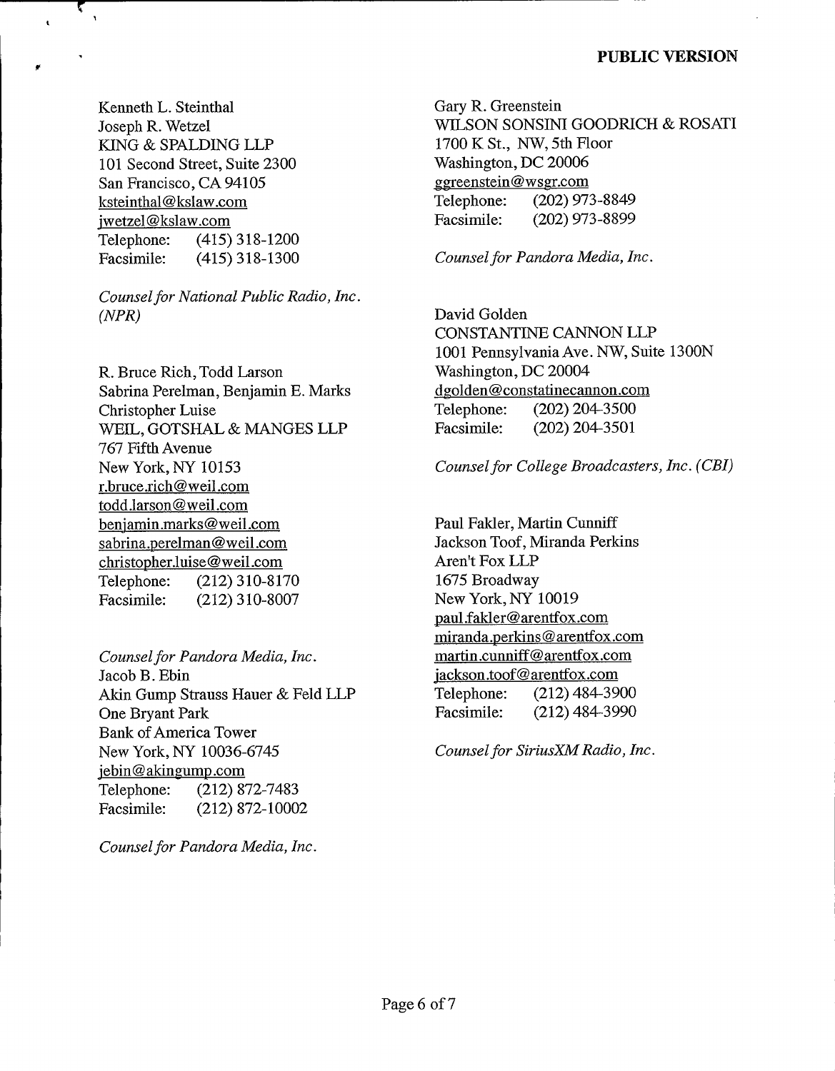**PUBLIC VERSION**

Kenneth L. Steinthal
Joseph R. Wetzel
KING & SPALDING LLP
101 Second Street, Suite 2300
San Francisco, CA 94105
ksteinthal@kslaw.com
jwetzel@kslaw.com
Telephone: (415) 318-1200
Facsimile: (415) 318-1300

*Counsel for National Public Radio, Inc. (NPR)*

R. Bruce Rich, Todd Larson
Sabrina Perelman, Benjamin E. Marks
Christopher Luise
WEIL, GOTSHAL & MANGES LLP
767 Fifth Avenue
New York, NY 10153
r.bruce.rich@weil.com
todd.larson@weil.com
benjamin.marks@weil.com
sabrina.perelman@weil.com
christopher.luise@weil.com
Telephone: (212) 310-8170
Facsimile: (212) 310-8007

*Counsel for Pandora Media, Inc.*
Jacob B. Ebin
Akin Gump Strauss Hauer & Feld LLP
One Bryant Park
Bank of America Tower
New York, NY 10036-6745
jebin@akingump.com
Telephone: (212) 872-7483
Facsimile: (212) 872-10002

*Counsel for Pandora Media, Inc.*

Gary R. Greenstein
WILSON SONSINI GOODRICH & ROSATI
1700 K St., NW, 5th Floor
Washington, DC 20006
ggreenstein@wsgr.com
Telephone: (202) 973-8849
Facsimile: (202) 973-8899

*Counsel for Pandora Media, Inc.*

David Golden
CONSTANTINE CANNON LLP
1001 Pennsylvania Ave. NW, Suite 1300N
Washington, DC 20004
dgolden@constatinecannon.com
Telephone: (202) 204-3500
Facsimile: (202) 204-3501

*Counsel for College Broadcasters, Inc. (CBI)*

Paul Fakler, Martin Cunniff
Jackson Toof, Miranda Perkins
Aren't Fox LLP
1675 Broadway
New York, NY 10019
paul.fakler@arentfox.com
miranda.perkins@arentfox.com
martin.cunniff@arentfox.com
jackson.toof@arentfox.com
Telephone: (212) 484-3900
Facsimile: (212) 484-3990

*Counsel for SiriusXM Radio, Inc.*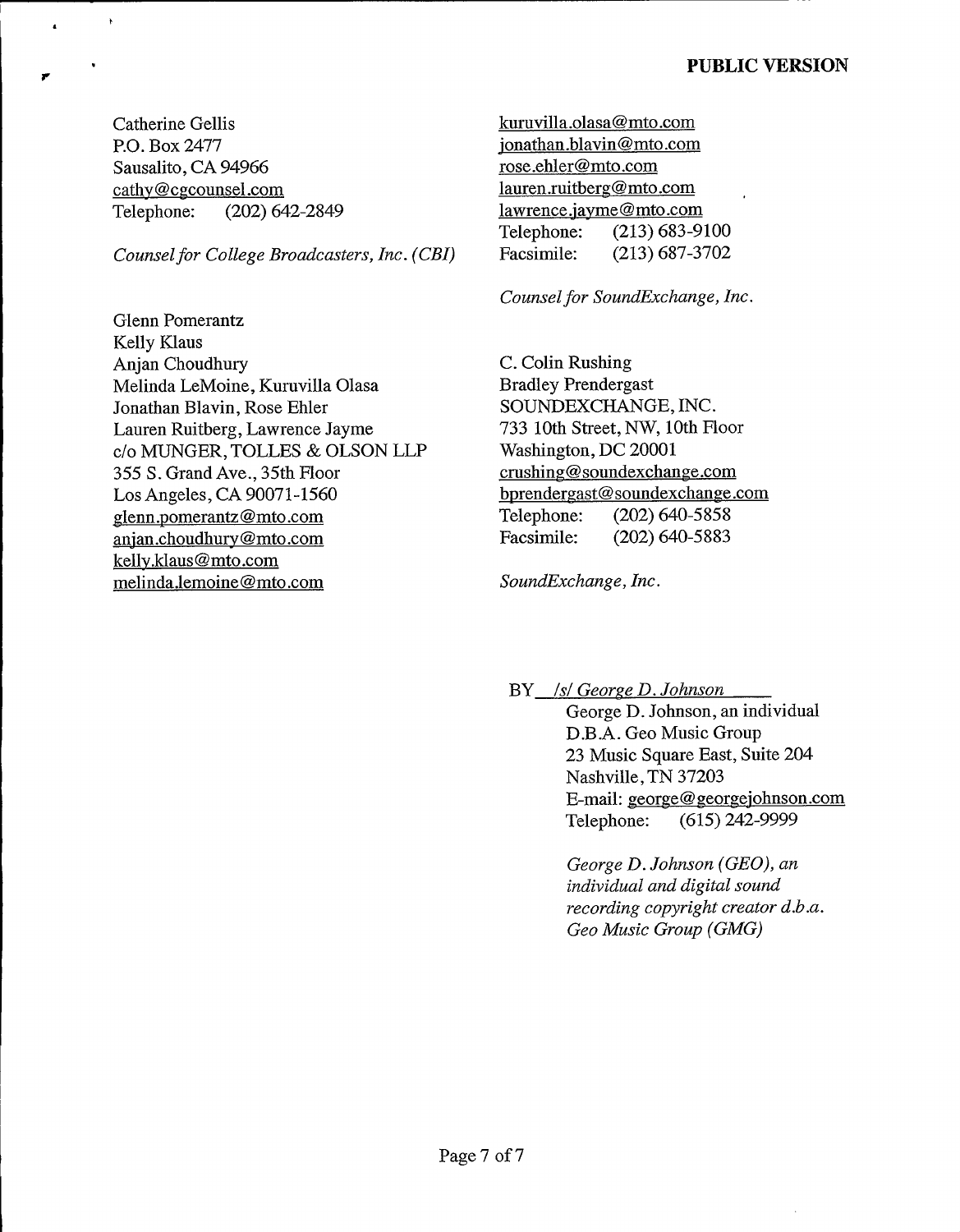**PUBLIC VERSION**

Catherine Gellis
P.O. Box 2477
Sausalito, CA 94966
cathy@cgcounsel.com
Telephone: (202) 642-2849

*Counsel for College Broadcasters, Inc. (CBI)*

Glenn Pomerantz
Kelly Klaus
Anjan Choudhury
Melinda LeMoine, Kuruvilla Olasa
Jonathan Blavin, Rose Ehler
Lauren Ruitberg, Lawrence Jayme
c/o MUNGER, TOLLES & OLSON LLP
355 S. Grand Ave., 35th Floor
Los Angeles, CA 90071-1560
glenn.pomerantz@mto.com
anjan.choudhury@mto.com
kelly.klaus@mto.com
melinda.lemoine@mto.com
kuruvilla.olasa@mto.com
jonathan.blavin@mto.com
rose.ehler@mto.com
lauren.ruitberg@mto.com
lawrence.jayme@mto.com
Telephone: (213) 683-9100
Facsimile: (213) 687-3702

*Counsel for SoundExchange, Inc.*

C. Colin Rushing
Bradley Prendergast
SOUNDEXCHANGE, INC.
733 10th Street, NW, 10th Floor
Washington, DC 20001
crushing@soundexchange.com
bprendergast@soundexchange.com
Telephone: (202) 640-5858
Facsimile: (202) 640-5883

*SoundExchange, Inc.*

BY */s/ George D. Johnson*

George D. Johnson, an individual
D.B.A. Geo Music Group
23 Music Square East, Suite 204
Nashville, TN 37203
E-mail: george@georgejohnson.com
Telephone: (615) 242-9999

*George D. Johnson (GEO), an individual and digital sound recording copyright creator d.b.a. Geo Music Group (GMG)*